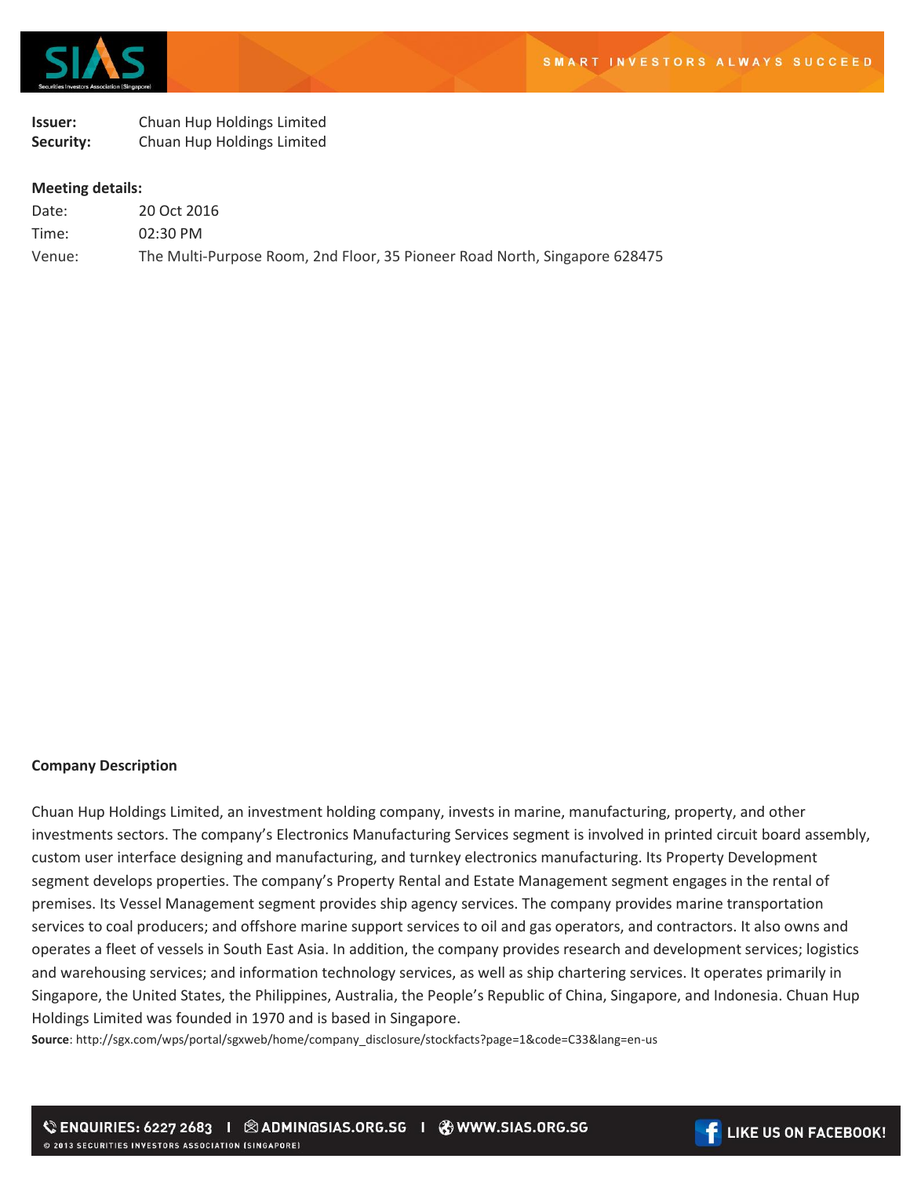**Issuer:** Chuan Hup Holdings Limited
**Security:** Chuan Hup Holdings Limited

**Meeting details:**

| | |
|---|---|
| Date: | 20 Oct 2016 |
| Time: | 02:30 PM |
| Venue: | The Multi-Purpose Room, 2nd Floor, 35 Pioneer Road North, Singapore 628475 |

**Company Description**

Chuan Hup Holdings Limited, an investment holding company, invests in marine, manufacturing, property, and other investments sectors. The company's Electronics Manufacturing Services segment is involved in printed circuit board assembly, custom user interface designing and manufacturing, and turnkey electronics manufacturing. Its Property Development segment develops properties. The company's Property Rental and Estate Management segment engages in the rental of premises. Its Vessel Management segment provides ship agency services. The company provides marine transportation services to coal producers; and offshore marine support services to oil and gas operators, and contractors. It also owns and operates a fleet of vessels in South East Asia. In addition, the company provides research and development services; logistics and warehousing services; and information technology services, as well as ship chartering services. It operates primarily in Singapore, the United States, the Philippines, Australia, the People's Republic of China, Singapore, and Indonesia. Chuan Hup Holdings Limited was founded in 1970 and is based in Singapore.

**Source**: http://sgx.com/wps/portal/sgxweb/home/company_disclosure/stockfacts?page=1&code=C33&lang=en-us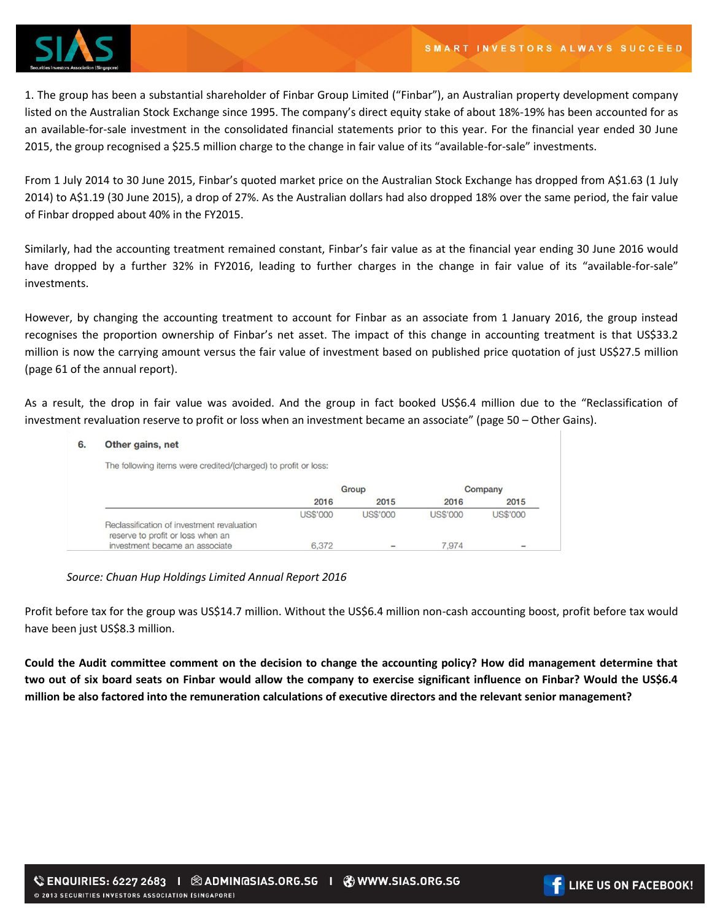1. The group has been a substantial shareholder of Finbar Group Limited ("Finbar"), an Australian property development company listed on the Australian Stock Exchange since 1995. The company's direct equity stake of about 18%-19% has been accounted for as an available-for-sale investment in the consolidated financial statements prior to this year. For the financial year ended 30 June 2015, the group recognised a $25.5 million charge to the change in fair value of its "available-for-sale" investments.

From 1 July 2014 to 30 June 2015, Finbar's quoted market price on the Australian Stock Exchange has dropped from A$1.63 (1 July 2014) to A$1.19 (30 June 2015), a drop of 27%. As the Australian dollars had also dropped 18% over the same period, the fair value of Finbar dropped about 40% in the FY2015.

Similarly, had the accounting treatment remained constant, Finbar's fair value as at the financial year ending 30 June 2016 would have dropped by a further 32% in FY2016, leading to further charges in the change in fair value of its "available-for-sale" investments.

However, by changing the accounting treatment to account for Finbar as an associate from 1 January 2016, the group instead recognises the proportion ownership of Finbar's net asset. The impact of this change in accounting treatment is that US$33.2 million is now the carrying amount versus the fair value of investment based on published price quotation of just US$27.5 million (page 61 of the annual report).

As a result, the drop in fair value was avoided. And the group in fact booked US$6.4 million due to the "Reclassification of investment revaluation reserve to profit or loss when an investment became an associate" (page 50 – Other Gains).

**6. Other gains, net**

The following items were credited/(charged) to profit or loss:

| | Group | | Company | |
|---|---|---|---|---|
| | 2016 | 2015 | 2016 | 2015 |
| | US$'000 | US$'000 | US$'000 | US$'000 |
| Reclassification of investment revaluation reserve to profit or loss when an investment became an associate | 6,372 | – | 7,974 | – |

*Source: Chuan Hup Holdings Limited Annual Report 2016*

Profit before tax for the group was US$14.7 million. Without the US$6.4 million non-cash accounting boost, profit before tax would have been just US$8.3 million.

**Could the Audit committee comment on the decision to change the accounting policy? How did management determine that two out of six board seats on Finbar would allow the company to exercise significant influence on Finbar? Would the US$6.4 million be also factored into the remuneration calculations of executive directors and the relevant senior management?**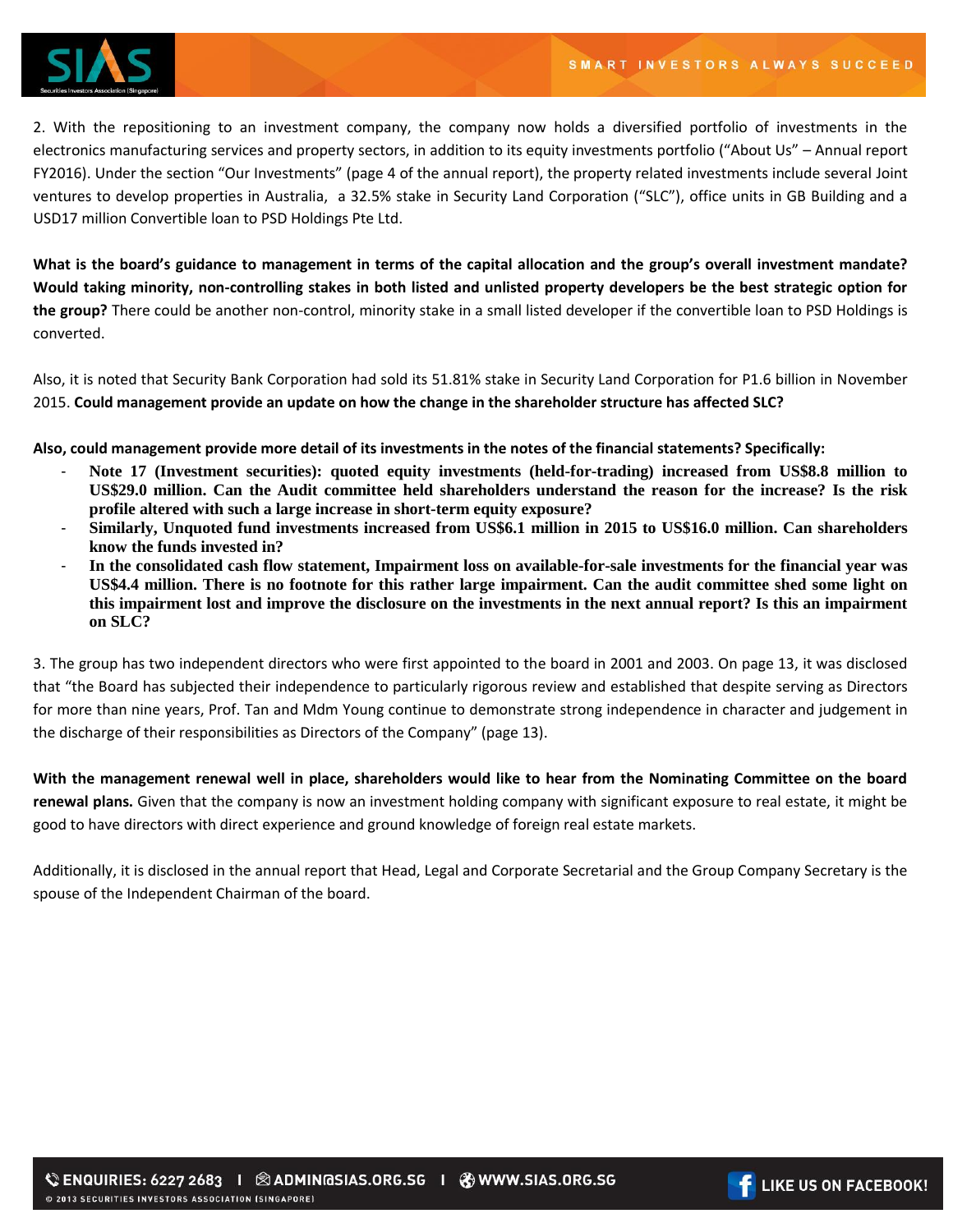2. With the repositioning to an investment company, the company now holds a diversified portfolio of investments in the electronics manufacturing services and property sectors, in addition to its equity investments portfolio ("About Us" – Annual report FY2016). Under the section "Our Investments" (page 4 of the annual report), the property related investments include several Joint ventures to develop properties in Australia, a 32.5% stake in Security Land Corporation ("SLC"), office units in GB Building and a USD17 million Convertible loan to PSD Holdings Pte Ltd.

**What is the board's guidance to management in terms of the capital allocation and the group's overall investment mandate? Would taking minority, non-controlling stakes in both listed and unlisted property developers be the best strategic option for the group?** There could be another non-control, minority stake in a small listed developer if the convertible loan to PSD Holdings is converted.

Also, it is noted that Security Bank Corporation had sold its 51.81% stake in Security Land Corporation for P1.6 billion in November 2015. **Could management provide an update on how the change in the shareholder structure has affected SLC?**

**Also, could management provide more detail of its investments in the notes of the financial statements? Specifically:**

- **Note 17 (Investment securities): quoted equity investments (held-for-trading) increased from US$8.8 million to US$29.0 million. Can the Audit committee held shareholders understand the reason for the increase? Is the risk profile altered with such a large increase in short-term equity exposure?**
- **Similarly, Unquoted fund investments increased from US$6.1 million in 2015 to US$16.0 million. Can shareholders know the funds invested in?**
- **In the consolidated cash flow statement, Impairment loss on available-for-sale investments for the financial year was US$4.4 million. There is no footnote for this rather large impairment. Can the audit committee shed some light on this impairment lost and improve the disclosure on the investments in the next annual report? Is this an impairment on SLC?**

3. The group has two independent directors who were first appointed to the board in 2001 and 2003. On page 13, it was disclosed that "the Board has subjected their independence to particularly rigorous review and established that despite serving as Directors for more than nine years, Prof. Tan and Mdm Young continue to demonstrate strong independence in character and judgement in the discharge of their responsibilities as Directors of the Company" (page 13).

**With the management renewal well in place, shareholders would like to hear from the Nominating Committee on the board renewal plans.** Given that the company is now an investment holding company with significant exposure to real estate, it might be good to have directors with direct experience and ground knowledge of foreign real estate markets.

Additionally, it is disclosed in the annual report that Head, Legal and Corporate Secretarial and the Group Company Secretary is the spouse of the Independent Chairman of the board.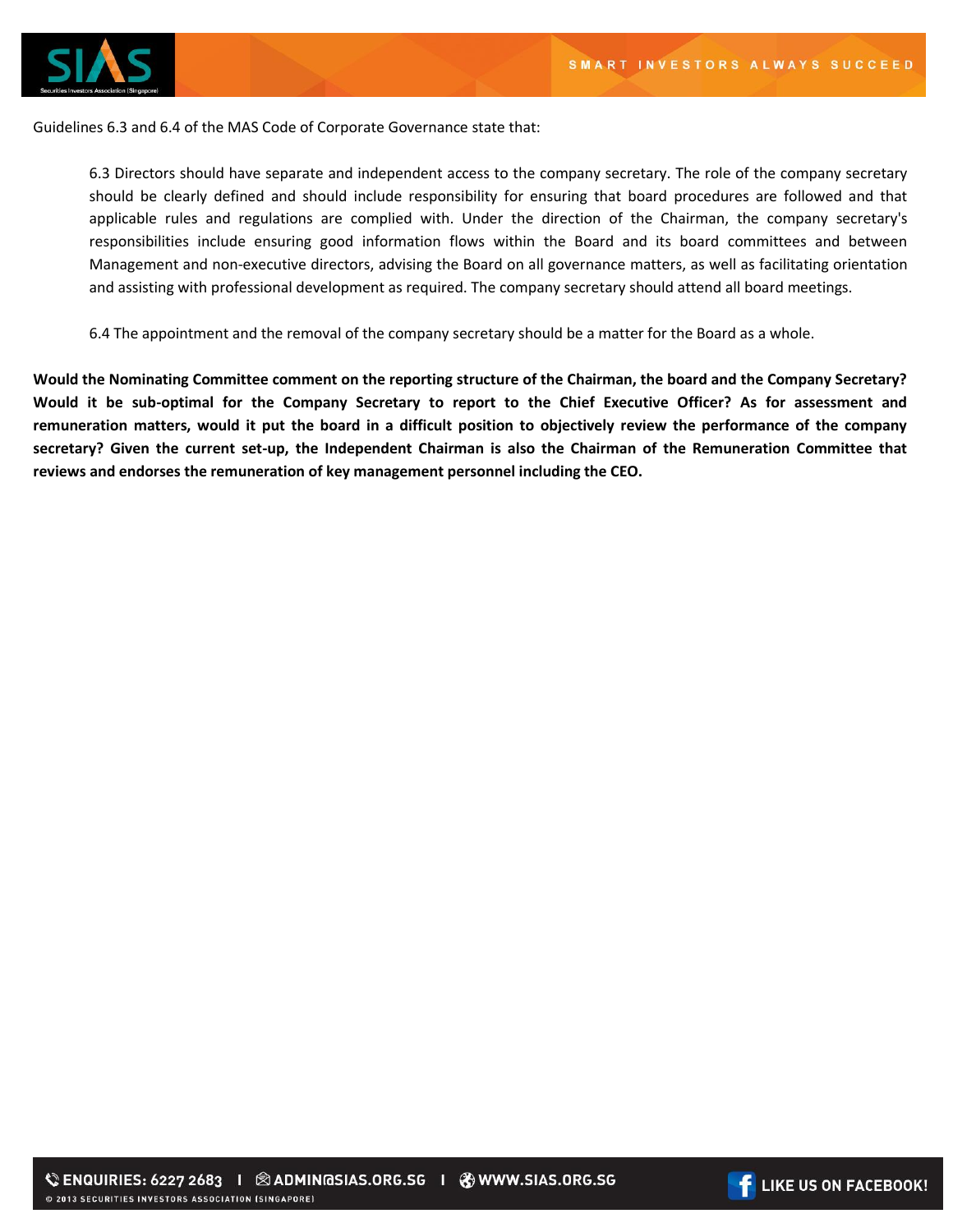Guidelines 6.3 and 6.4 of the MAS Code of Corporate Governance state that:

> 6.3 Directors should have separate and independent access to the company secretary. The role of the company secretary should be clearly defined and should include responsibility for ensuring that board procedures are followed and that applicable rules and regulations are complied with. Under the direction of the Chairman, the company secretary's responsibilities include ensuring good information flows within the Board and its board committees and between Management and non-executive directors, advising the Board on all governance matters, as well as facilitating orientation and assisting with professional development as required. The company secretary should attend all board meetings.
>
> 6.4 The appointment and the removal of the company secretary should be a matter for the Board as a whole.

**Would the Nominating Committee comment on the reporting structure of the Chairman, the board and the Company Secretary? Would it be sub-optimal for the Company Secretary to report to the Chief Executive Officer? As for assessment and remuneration matters, would it put the board in a difficult position to objectively review the performance of the company secretary? Given the current set-up, the Independent Chairman is also the Chairman of the Remuneration Committee that reviews and endorses the remuneration of key management personnel including the CEO.**